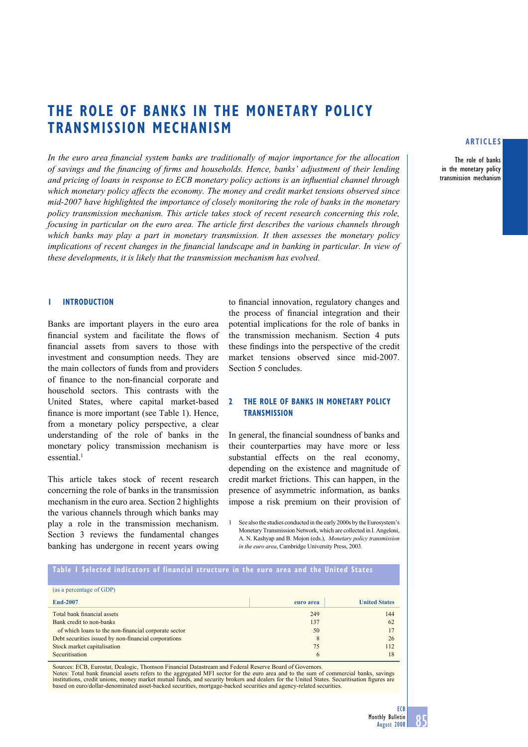# THE ROLE OF BANKS IN THE MONETARY POLICY TRANSMISSION MECHANISM

*In the euro area financial system banks are traditionally of major importance for the allocation of savings and the financing of firms and households. Hence, banks' adjustment of their lending and pricing of loans in response to ECB monetary policy actions is an influential channel through which monetary policy affects the economy. The money and credit market tensions observed since mid-2007 have highlighted the importance of closely monitoring the role of banks in the monetary policy transmission mechanism. This article takes stock of recent research concerning this role, focusing in particular on the euro area. The article first describes the various channels through which banks may play a part in monetary transmission. It then assesses the monetary policy implications of recent changes in the financial landscape and in banking in particular. In view of these developments, it is likely that the transmission mechanism has evolved.*

## 1 INTRODUCTION

Banks are important players in the euro area financial system and facilitate the flows of financial assets from savers to those with investment and consumption needs. They are the main collectors of funds from and providers of finance to the non-financial corporate and household sectors. This contrasts with the United States, where capital market-based finance is more important (see Table 1). Hence, from a monetary policy perspective, a clear understanding of the role of banks in the monetary policy transmission mechanism is essential.[1]

This article takes stock of recent research concerning the role of banks in the transmission mechanism in the euro area. Section 2 highlights the various channels through which banks may play a role in the transmission mechanism. Section 3 reviews the fundamental changes banking has undergone in recent years owing to financial innovation, regulatory changes and the process of financial integration and their potential implications for the role of banks in the transmission mechanism. Section 4 puts these findings into the perspective of the credit market tensions observed since mid-2007. Section 5 concludes.

## 2 THE ROLE OF BANKS IN MONETARY POLICY TRANSMISSION

In general, the financial soundness of banks and their counterparties may have more or less substantial effects on the real economy, depending on the existence and magnitude of credit market frictions. This can happen, in the presence of asymmetric information, as banks impose a risk premium on their provision of

1 See also the studies conducted in the early 2000s by the Eurosystem's Monetary Transmission Network, which are collected in I. Angeloni, A. N. Kashyap and B. Mojon (eds.), *Monetary policy transmission in the euro area*, Cambridge University Press, 2003.

**Table 1 Selected indicators of financial structure in the euro area and the United States**

(as a percentage of GDP)

| End-2007 | euro area | United States |
|---|---|---|
| Total bank financial assets | 249 | 144 |
| Bank credit to non-banks | 137 | 62 |
| of which loans to the non-financial corporate sector | 50 | 17 |
| Debt securities issued by non-financial corporations | 8 | 26 |
| Stock market capitalisation | 75 | 112 |
| Securitisation | 6 | 18 |

Sources: ECB, Eurostat, Dealogic, Thomson Financial Datastream and Federal Reserve Board of Governors.
Notes: Total bank financial assets refers to the aggregated MFI sector for the euro area and to the sum of commercial banks, savings institutions, credit unions, money market mutual funds, and security brokers and dealers for the United States. Securitisation figures are based on euro/dollar-denominated asset-backed securities, mortgage-backed securities and agency-related securities.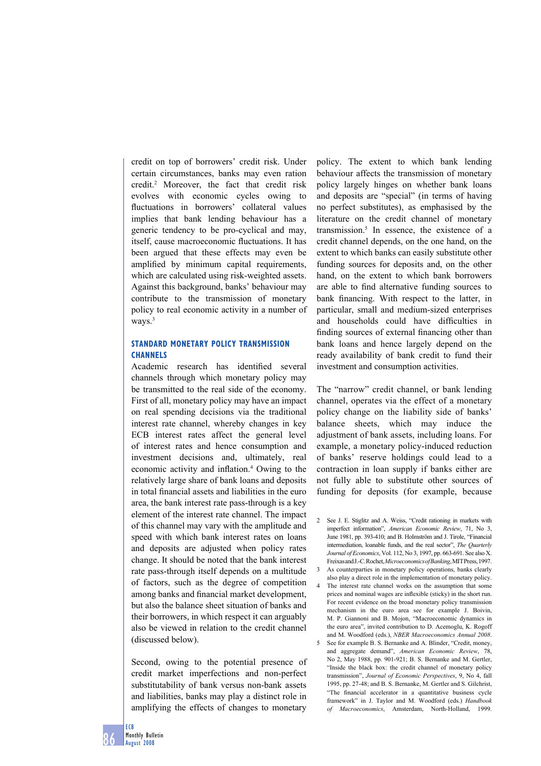credit on top of borrowers' credit risk. Under certain circumstances, banks may even ration credit.[2] Moreover, the fact that credit risk evolves with economic cycles owing to fluctuations in borrowers' collateral values implies that bank lending behaviour has a generic tendency to be pro-cyclical and may, itself, cause macroeconomic fluctuations. It has been argued that these effects may even be amplified by minimum capital requirements, which are calculated using risk-weighted assets. Against this background, banks' behaviour may contribute to the transmission of monetary policy to real economic activity in a number of ways.[3]

## STANDARD MONETARY POLICY TRANSMISSION CHANNELS

Academic research has identified several channels through which monetary policy may be transmitted to the real side of the economy. First of all, monetary policy may have an impact on real spending decisions via the traditional interest rate channel, whereby changes in key ECB interest rates affect the general level of interest rates and hence consumption and investment decisions and, ultimately, real economic activity and inflation.[4] Owing to the relatively large share of bank loans and deposits in total financial assets and liabilities in the euro area, the bank interest rate pass-through is a key element of the interest rate channel. The impact of this channel may vary with the amplitude and speed with which bank interest rates on loans and deposits are adjusted when policy rates change. It should be noted that the bank interest rate pass-through itself depends on a multitude of factors, such as the degree of competition among banks and financial market development, but also the balance sheet situation of banks and their borrowers, in which respect it can arguably also be viewed in relation to the credit channel (discussed below).

Second, owing to the potential presence of credit market imperfections and non-perfect substitutability of bank versus non-bank assets and liabilities, banks may play a distinct role in amplifying the effects of changes to monetary policy. The extent to which bank lending behaviour affects the transmission of monetary policy largely hinges on whether bank loans and deposits are "special" (in terms of having no perfect substitutes), as emphasised by the literature on the credit channel of monetary transmission.[5] In essence, the existence of a credit channel depends, on the one hand, on the extent to which banks can easily substitute other funding sources for deposits and, on the other hand, on the extent to which bank borrowers are able to find alternative funding sources to bank financing. With respect to the latter, in particular, small and medium-sized enterprises and households could have difficulties in finding sources of external financing other than bank loans and hence largely depend on the ready availability of bank credit to fund their investment and consumption activities.

The "narrow" credit channel, or bank lending channel, operates via the effect of a monetary policy change on the liability side of banks' balance sheets, which may induce the adjustment of bank assets, including loans. For example, a monetary policy-induced reduction of banks' reserve holdings could lead to a contraction in loan supply if banks either are not fully able to substitute other sources of funding for deposits (for example, because

2 See J. E. Stiglitz and A. Weiss, "Credit rationing in markets with imperfect information", *American Economic Review*, 71, No 3, June 1981, pp. 393-410; and B. Holmström and J. Tirole, "Financial intermediation, loanable funds, and the real sector", *The Quarterly Journal of Economics*, Vol. 112, No 3, 1997, pp. 663-691. See also X. Freixas and J.-C. Rochet, *Microeconomics of Banking*, MIT Press, 1997.

3 As counterparties in monetary policy operations, banks clearly also play a direct role in the implementation of monetary policy.

4 The interest rate channel works on the assumption that some prices and nominal wages are inflexible (sticky) in the short run. For recent evidence on the broad monetary policy transmission mechanism in the euro area see for example J. Boivin, M. P. Giannoni and B. Mojon, "Macroeconomic dynamics in the euro area", invited contribution to D. Acemoglu, K. Rogoff and M. Woodford (eds.), *NBER Macroeconomics Annual 2008*.

5 See for example B. S. Bernanke and A. Blinder, "Credit, money, and aggregate demand", *American Economic Review*, 78, No 2, May 1988, pp. 901-921; B. S. Bernanke and M. Gertler, "Inside the black box: the credit channel of monetary policy transmission", *Journal of Economic Perspectives*, 9, No 4, fall 1995, pp. 27-48; and B. S. Bernanke, M. Gertler and S. Gilchrist, "The financial accelerator in a quantitative business cycle framework" in J. Taylor and M. Woodford (eds.) *Handbook of Macroeconomics*, Amsterdam, North-Holland, 1999.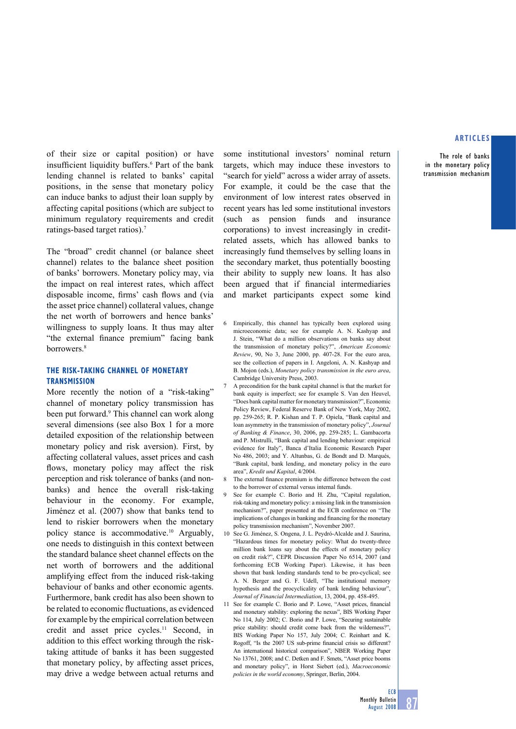of their size or capital position) or have insufficient liquidity buffers.[6] Part of the bank lending channel is related to banks' capital positions, in the sense that monetary policy can induce banks to adjust their loan supply by affecting capital positions (which are subject to minimum regulatory requirements and credit ratings-based target ratios).[7]

The "broad" credit channel (or balance sheet channel) relates to the balance sheet position of banks' borrowers. Monetary policy may, via the impact on real interest rates, which affect disposable income, firms' cash flows and (via the asset price channel) collateral values, change the net worth of borrowers and hence banks' willingness to supply loans. It thus may alter "the external finance premium" facing bank borrowers.[8]

### THE RISK-TAKING CHANNEL OF MONETARY TRANSMISSION

More recently the notion of a "risk-taking" channel of monetary policy transmission has been put forward.[9] This channel can work along several dimensions (see also Box 1 for a more detailed exposition of the relationship between monetary policy and risk aversion). First, by affecting collateral values, asset prices and cash flows, monetary policy may affect the risk perception and risk tolerance of banks (and non-banks) and hence the overall risk-taking behaviour in the economy. For example, Jiménez et al. (2007) show that banks tend to lend to riskier borrowers when the monetary policy stance is accommodative.[10] Arguably, one needs to distinguish in this context between the standard balance sheet channel effects on the net worth of borrowers and the additional amplifying effect from the induced risk-taking behaviour of banks and other economic agents. Furthermore, bank credit has also been shown to be related to economic fluctuations, as evidenced for example by the empirical correlation between credit and asset price cycles.[11] Second, in addition to this effect working through the risk-taking attitude of banks it has been suggested that monetary policy, by affecting asset prices, may drive a wedge between actual returns and some institutional investors' nominal return targets, which may induce these investors to "search for yield" across a wider array of assets. For example, it could be the case that the environment of low interest rates observed in recent years has led some institutional investors (such as pension funds and insurance corporations) to invest increasingly in credit-related assets, which has allowed banks to increasingly fund themselves by selling loans in the secondary market, thus potentially boosting their ability to supply new loans. It has also been argued that if financial intermediaries and market participants expect some kind

6 Empirically, this channel has typically been explored using microeconomic data; see for example A. N. Kashyap and J. Stein, "What do a million observations on banks say about the transmission of monetary policy?", *American Economic Review*, 90, No 3, June 2000, pp. 407-28. For the euro area, see the collection of papers in I. Angeloni, A. N. Kashyap and B. Mojon (eds.), *Monetary policy transmission in the euro area*, Cambridge University Press, 2003.

7 A precondition for the bank capital channel is that the market for bank equity is imperfect; see for example S. Van den Heuvel, "Does bank capital matter for monetary transmission?", Economic Policy Review, Federal Reserve Bank of New York, May 2002, pp. 259-265; R. P. Kishan and T. P. Opiela, "Bank capital and loan asymmetry in the transmission of monetary policy", *Journal of Banking & Finance*, 30, 2006, pp. 259-285; L. Gambacorta and P. Mistrulli, "Bank capital and lending behaviour: empirical evidence for Italy", Banca d'Italia Economic Research Paper No 486, 2003; and Y. Altunbas, G. de Bondt and D. Marqués, "Bank capital, bank lending, and monetary policy in the euro area", *Kredit und Kapital*, 4/2004.

8 The external finance premium is the difference between the cost to the borrower of external versus internal funds.

9 See for example C. Borio and H. Zhu, "Capital regulation, risk-taking and monetary policy: a missing link in the transmission mechanism?", paper presented at the ECB conference on "The implications of changes in banking and financing for the monetary policy transmission mechanism", November 2007.

10 See G. Jiménez, S. Ongena, J. L. Peydró-Alcalde and J. Saurina, "Hazardous times for monetary policy: What do twenty-three million bank loans say about the effects of monetary policy on credit risk?", CEPR Discussion Paper No 6514, 2007 (and forthcoming ECB Working Paper). Likewise, it has been shown that bank lending standards tend to be pro-cyclical; see A. N. Berger and G. F. Udell, "The institutional memory hypothesis and the procyclicality of bank lending behaviour", *Journal of Financial Intermediation*, 13, 2004, pp. 458-495.

11 See for example C. Borio and P. Lowe, "Asset prices, financial and monetary stability: exploring the nexus", BIS Working Paper No 114, July 2002; C. Borio and P. Lowe, "Securing sustainable price stability: should credit come back from the wilderness?", BIS Working Paper No 157, July 2004; C. Reinhart and K. Rogoff, "Is the 2007 US sub-prime financial crisis so different? An international historical comparison", NBER Working Paper No 13761, 2008; and C. Detken and F. Smets, "Asset price booms and monetary policy", in Horst Siebert (ed.), *Macroeconomic policies in the world economy*, Springer, Berlin, 2004.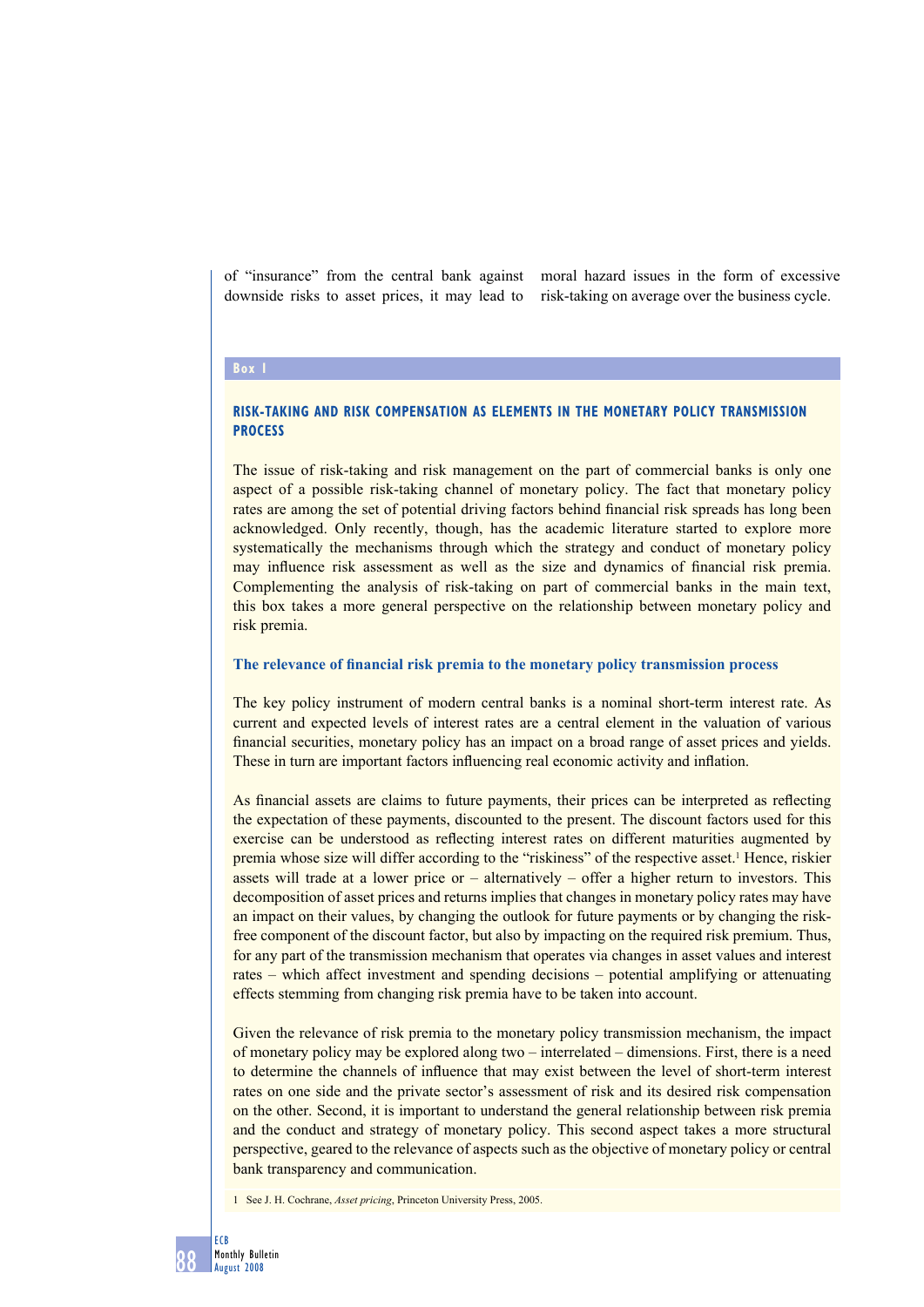of "insurance" from the central bank against downside risks to asset prices, it may lead to moral hazard issues in the form of excessive risk-taking on average over the business cycle.

**Box 1**

## RISK-TAKING AND RISK COMPENSATION AS ELEMENTS IN THE MONETARY POLICY TRANSMISSION PROCESS

The issue of risk-taking and risk management on the part of commercial banks is only one aspect of a possible risk-taking channel of monetary policy. The fact that monetary policy rates are among the set of potential driving factors behind financial risk spreads has long been acknowledged. Only recently, though, has the academic literature started to explore more systematically the mechanisms through which the strategy and conduct of monetary policy may influence risk assessment as well as the size and dynamics of financial risk premia. Complementing the analysis of risk-taking on part of commercial banks in the main text, this box takes a more general perspective on the relationship between monetary policy and risk premia.

### The relevance of financial risk premia to the monetary policy transmission process

The key policy instrument of modern central banks is a nominal short-term interest rate. As current and expected levels of interest rates are a central element in the valuation of various financial securities, monetary policy has an impact on a broad range of asset prices and yields. These in turn are important factors influencing real economic activity and inflation.

As financial assets are claims to future payments, their prices can be interpreted as reflecting the expectation of these payments, discounted to the present. The discount factors used for this exercise can be understood as reflecting interest rates on different maturities augmented by premia whose size will differ according to the "riskiness" of the respective asset.[1] Hence, riskier assets will trade at a lower price or – alternatively – offer a higher return to investors. This decomposition of asset prices and returns implies that changes in monetary policy rates may have an impact on their values, by changing the outlook for future payments or by changing the risk-free component of the discount factor, but also by impacting on the required risk premium. Thus, for any part of the transmission mechanism that operates via changes in asset values and interest rates – which affect investment and spending decisions – potential amplifying or attenuating effects stemming from changing risk premia have to be taken into account.

Given the relevance of risk premia to the monetary policy transmission mechanism, the impact of monetary policy may be explored along two – interrelated – dimensions. First, there is a need to determine the channels of influence that may exist between the level of short-term interest rates on one side and the private sector's assessment of risk and its desired risk compensation on the other. Second, it is important to understand the general relationship between risk premia and the conduct and strategy of monetary policy. This second aspect takes a more structural perspective, geared to the relevance of aspects such as the objective of monetary policy or central bank transparency and communication.

1 See J. H. Cochrane, *Asset pricing*, Princeton University Press, 2005.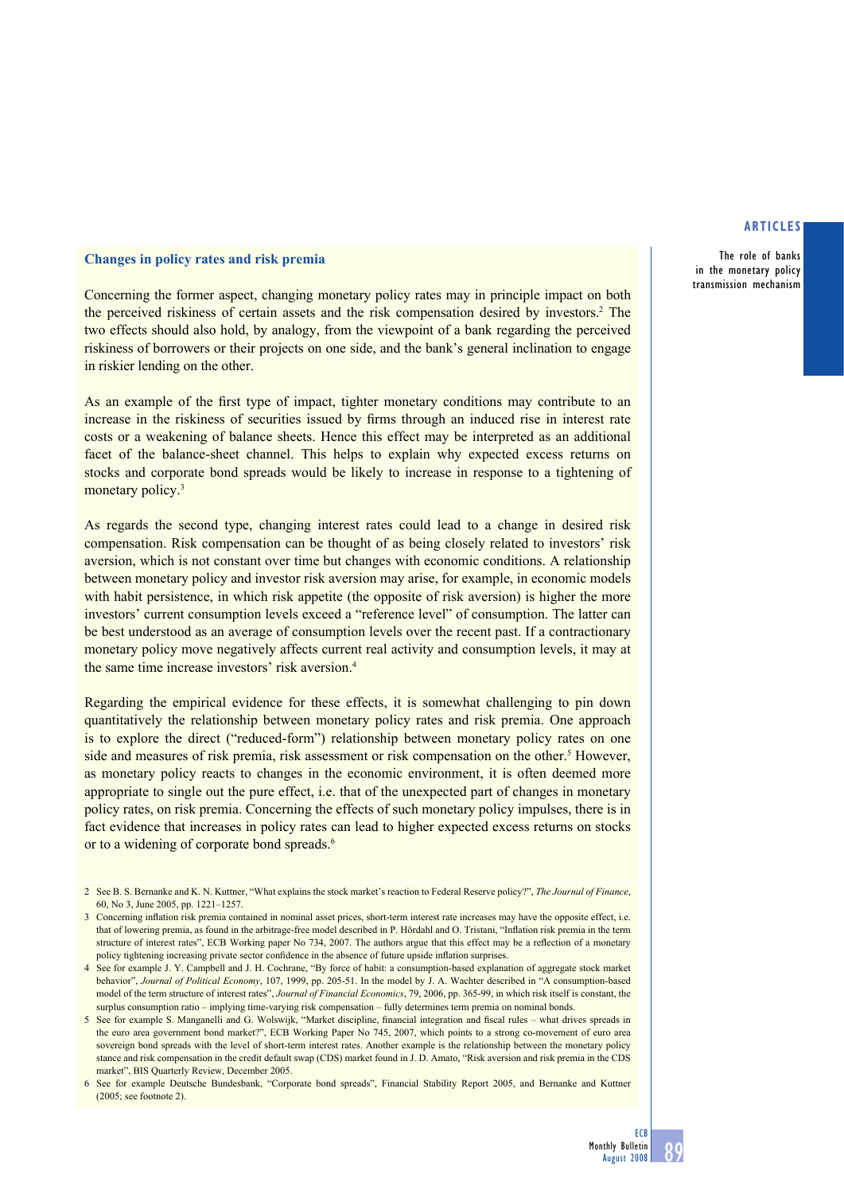### Changes in policy rates and risk premia

Concerning the former aspect, changing monetary policy rates may in principle impact on both the perceived riskiness of certain assets and the risk compensation desired by investors.[2] The two effects should also hold, by analogy, from the viewpoint of a bank regarding the perceived riskiness of borrowers or their projects on one side, and the bank's general inclination to engage in riskier lending on the other.

As an example of the first type of impact, tighter monetary conditions may contribute to an increase in the riskiness of securities issued by firms through an induced rise in interest rate costs or a weakening of balance sheets. Hence this effect may be interpreted as an additional facet of the balance-sheet channel. This helps to explain why expected excess returns on stocks and corporate bond spreads would be likely to increase in response to a tightening of monetary policy.[3]

As regards the second type, changing interest rates could lead to a change in desired risk compensation. Risk compensation can be thought of as being closely related to investors' risk aversion, which is not constant over time but changes with economic conditions. A relationship between monetary policy and investor risk aversion may arise, for example, in economic models with habit persistence, in which risk appetite (the opposite of risk aversion) is higher the more investors' current consumption levels exceed a "reference level" of consumption. The latter can be best understood as an average of consumption levels over the recent past. If a contractionary monetary policy move negatively affects current real activity and consumption levels, it may at the same time increase investors' risk aversion.[4]

Regarding the empirical evidence for these effects, it is somewhat challenging to pin down quantitatively the relationship between monetary policy rates and risk premia. One approach is to explore the direct ("reduced-form") relationship between monetary policy rates on one side and measures of risk premia, risk assessment or risk compensation on the other.[5] However, as monetary policy reacts to changes in the economic environment, it is often deemed more appropriate to single out the pure effect, i.e. that of the unexpected part of changes in monetary policy rates, on risk premia. Concerning the effects of such monetary policy impulses, there is in fact evidence that increases in policy rates can lead to higher expected excess returns on stocks or to a widening of corporate bond spreads.[6]

2 See B. S. Bernanke and K. N. Kuttner, "What explains the stock market's reaction to Federal Reserve policy?", *The Journal of Finance*, 60, No 3, June 2005, pp. 1221–1257.

3 Concerning inflation risk premia contained in nominal asset prices, short-term interest rate increases may have the opposite effect, i.e. that of lowering premia, as found in the arbitrage-free model described in P. Hördahl and O. Tristani, "Inflation risk premia in the term structure of interest rates", ECB Working paper No 734, 2007. The authors argue that this effect may be a reflection of a monetary policy tightening increasing private sector confidence in the absence of future upside inflation surprises.

4 See for example J. Y. Campbell and J. H. Cochrane, "By force of habit: a consumption-based explanation of aggregate stock market behavior", *Journal of Political Economy*, 107, 1999, pp. 205-51. In the model by J. A. Wachter described in "A consumption-based model of the term structure of interest rates", *Journal of Financial Economics*, 79, 2006, pp. 365-99, in which risk itself is constant, the surplus consumption ratio – implying time-varying risk compensation – fully determines term premia on nominal bonds.

5 See for example S. Manganelli and G. Wolswijk, "Market discipline, financial integration and fiscal rules – what drives spreads in the euro area government bond market?", ECB Working Paper No 745, 2007, which points to a strong co-movement of euro area sovereign bond spreads with the level of short-term interest rates. Another example is the relationship between the monetary policy stance and risk compensation in the credit default swap (CDS) market found in J. D. Amato, "Risk aversion and risk premia in the CDS market", BIS Quarterly Review, December 2005.

6 See for example Deutsche Bundesbank, "Corporate bond spreads", Financial Stability Report 2005, and Bernanke and Kuttner (2005; see footnote 2).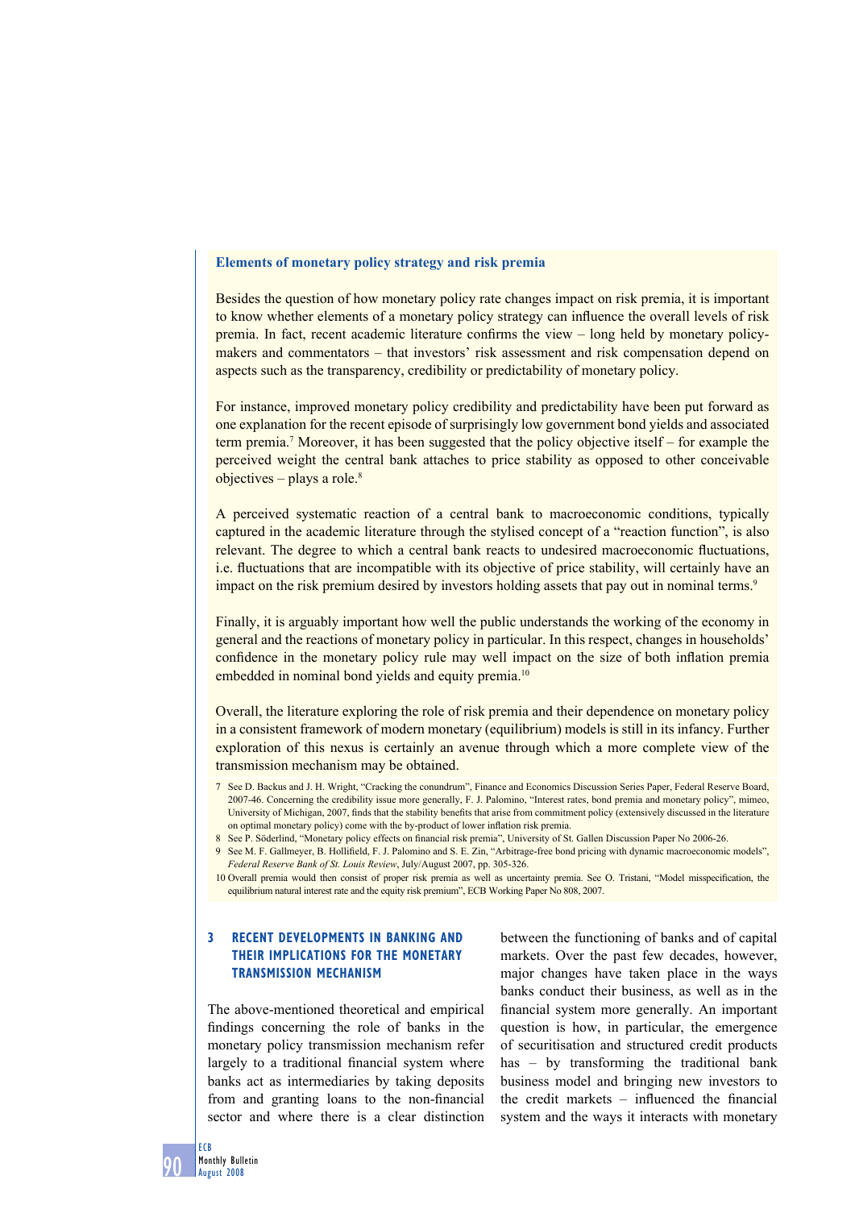### Elements of monetary policy strategy and risk premia

Besides the question of how monetary policy rate changes impact on risk premia, it is important to know whether elements of a monetary policy strategy can influence the overall levels of risk premia. In fact, recent academic literature confirms the view – long held by monetary policy-makers and commentators – that investors' risk assessment and risk compensation depend on aspects such as the transparency, credibility or predictability of monetary policy.

For instance, improved monetary policy credibility and predictability have been put forward as one explanation for the recent episode of surprisingly low government bond yields and associated term premia.[7] Moreover, it has been suggested that the policy objective itself – for example the perceived weight the central bank attaches to price stability as opposed to other conceivable objectives – plays a role.[8]

A perceived systematic reaction of a central bank to macroeconomic conditions, typically captured in the academic literature through the stylised concept of a "reaction function", is also relevant. The degree to which a central bank reacts to undesired macroeconomic fluctuations, i.e. fluctuations that are incompatible with its objective of price stability, will certainly have an impact on the risk premium desired by investors holding assets that pay out in nominal terms.[9]

Finally, it is arguably important how well the public understands the working of the economy in general and the reactions of monetary policy in particular. In this respect, changes in households' confidence in the monetary policy rule may well impact on the size of both inflation premia embedded in nominal bond yields and equity premia.[10]

Overall, the literature exploring the role of risk premia and their dependence on monetary policy in a consistent framework of modern monetary (equilibrium) models is still in its infancy. Further exploration of this nexus is certainly an avenue through which a more complete view of the transmission mechanism may be obtained.

7 See D. Backus and J. H. Wright, "Cracking the conundrum", Finance and Economics Discussion Series Paper, Federal Reserve Board, 2007-46. Concerning the credibility issue more generally, F. J. Palomino, "Interest rates, bond premia and monetary policy", mimeo, University of Michigan, 2007, finds that the stability benefits that arise from commitment policy (extensively discussed in the literature on optimal monetary policy) come with the by-product of lower inflation risk premia.

8 See P. Söderlind, "Monetary policy effects on financial risk premia", University of St. Gallen Discussion Paper No 2006-26.

9 See M. F. Gallmeyer, B. Hollifield, F. J. Palomino and S. E. Zin, "Arbitrage-free bond pricing with dynamic macroeconomic models", *Federal Reserve Bank of St. Louis Review*, July/August 2007, pp. 305-326.

10 Overall premia would then consist of proper risk premia as well as uncertainty premia. See O. Tristani, "Model misspecification, the equilibrium natural interest rate and the equity risk premium", ECB Working Paper No 808, 2007.

## 3 RECENT DEVELOPMENTS IN BANKING AND THEIR IMPLICATIONS FOR THE MONETARY TRANSMISSION MECHANISM

The above-mentioned theoretical and empirical findings concerning the role of banks in the monetary policy transmission mechanism refer largely to a traditional financial system where banks act as intermediaries by taking deposits from and granting loans to the non-financial sector and where there is a clear distinction between the functioning of banks and of capital markets. Over the past few decades, however, major changes have taken place in the ways banks conduct their business, as well as in the financial system more generally. An important question is how, in particular, the emergence of securitisation and structured credit products has – by transforming the traditional bank business model and bringing new investors to the credit markets – influenced the financial system and the ways it interacts with monetary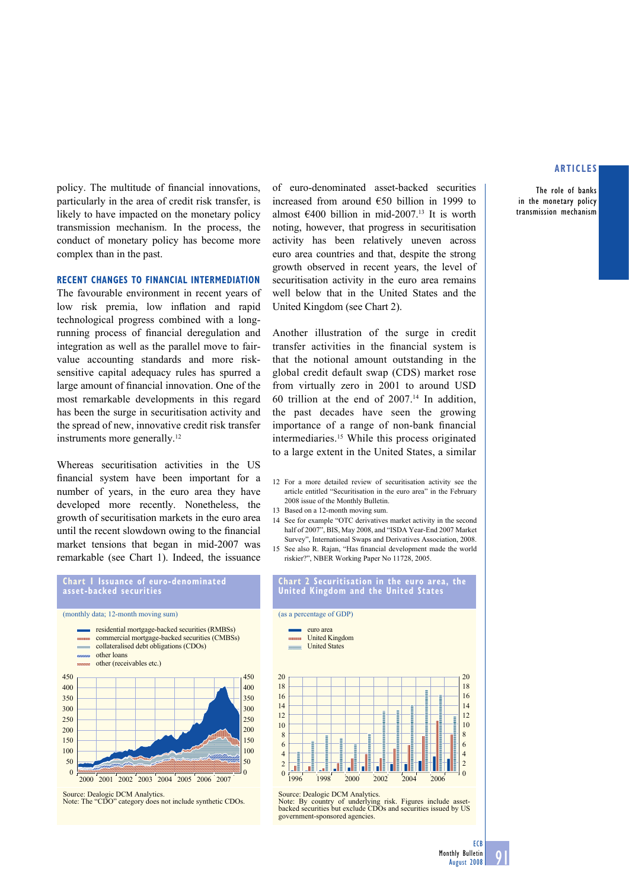policy. The multitude of financial innovations, particularly in the area of credit risk transfer, is likely to have impacted on the monetary policy transmission mechanism. In the process, the conduct of monetary policy has become more complex than in the past.

## RECENT CHANGES TO FINANCIAL INTERMEDIATION

The favourable environment in recent years of low risk premia, low inflation and rapid technological progress combined with a long-running process of financial deregulation and integration as well as the parallel move to fair-value accounting standards and more risk-sensitive capital adequacy rules has spurred a large amount of financial innovation. One of the most remarkable developments in this regard has been the surge in securitisation activity and the spread of new, innovative credit risk transfer instruments more generally.[12]

Whereas securitisation activities in the US financial system have been important for a number of years, in the euro area they have developed more recently. Nonetheless, the growth of securitisation markets in the euro area until the recent slowdown owing to the financial market tensions that began in mid-2007 was remarkable (see Chart 1). Indeed, the issuance of euro-denominated asset-backed securities increased from around €50 billion in 1999 to almost €400 billion in mid-2007.[13] It is worth noting, however, that progress in securitisation activity has been relatively uneven across euro area countries and that, despite the strong growth observed in recent years, the level of securitisation activity in the euro area remains well below that in the United States and the United Kingdom (see Chart 2).

Another illustration of the surge in credit transfer activities in the financial system is that the notional amount outstanding in the global credit default swap (CDS) market rose from virtually zero in 2001 to around USD 60 trillion at the end of 2007.[14] In addition, the past decades have seen the growing importance of a range of non-bank financial intermediaries.[15] While this process originated to a large extent in the United States, a similar

12 For a more detailed review of securitisation activity see the article entitled "Securitisation in the euro area" in the February 2008 issue of the Monthly Bulletin.

13 Based on a 12-month moving sum.

14 See for example "OTC derivatives market activity in the second half of 2007", BIS, May 2008, and "ISDA Year-End 2007 Market Survey", International Swaps and Derivatives Association, 2008.

15 See also R. Rajan, "Has financial development made the world riskier?", NBER Working Paper No 11728, 2005.

**Chart 1 Issuance of euro-denominated asset-backed securities**

(monthly data; 12-month moving sum)

- residential mortgage-backed securities (RMBSs)
- commercial mortgage-backed securities (CMBSs)
- collateralised debt obligations (CDOs)
- other loans
- other (receivables etc.)

Source: Dealogic DCM Analytics.
Note: The "CDO" category does not include synthetic CDOs.

**Chart 2 Securitisation in the euro area, the United Kingdom and the United States**

(as a percentage of GDP)

- euro area
- United Kingdom
- United States

Source: Dealogic DCM Analytics.
Note: By country of underlying risk. Figures include asset-backed securities but exclude CDOs and securities issued by US government-sponsored agencies.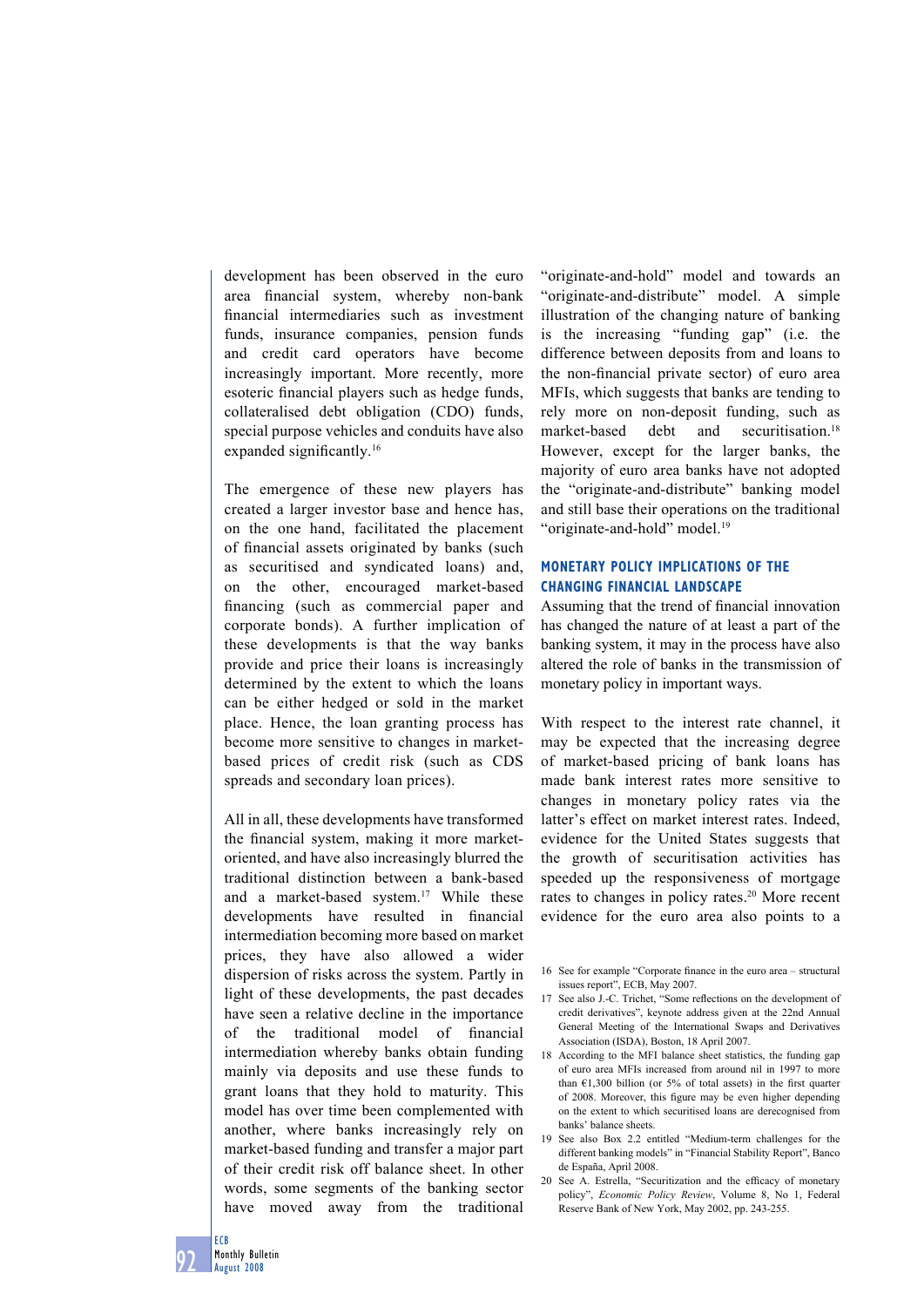development has been observed in the euro area financial system, whereby non-bank financial intermediaries such as investment funds, insurance companies, pension funds and credit card operators have become increasingly important. More recently, more esoteric financial players such as hedge funds, collateralised debt obligation (CDO) funds, special purpose vehicles and conduits have also expanded significantly.[16]

The emergence of these new players has created a larger investor base and hence has, on the one hand, facilitated the placement of financial assets originated by banks (such as securitised and syndicated loans) and, on the other, encouraged market-based financing (such as commercial paper and corporate bonds). A further implication of these developments is that the way banks provide and price their loans is increasingly determined by the extent to which the loans can be either hedged or sold in the market place. Hence, the loan granting process has become more sensitive to changes in market-based prices of credit risk (such as CDS spreads and secondary loan prices).

All in all, these developments have transformed the financial system, making it more market-oriented, and have also increasingly blurred the traditional distinction between a bank-based and a market-based system.[17] While these developments have resulted in financial intermediation becoming more based on market prices, they have also allowed a wider dispersion of risks across the system. Partly in light of these developments, the past decades have seen a relative decline in the importance of the traditional model of financial intermediation whereby banks obtain funding mainly via deposits and use these funds to grant loans that they hold to maturity. This model has over time been complemented with another, where banks increasingly rely on market-based funding and transfer a major part of their credit risk off balance sheet. In other words, some segments of the banking sector have moved away from the traditional "originate-and-hold" model and towards an "originate-and-distribute" model. A simple illustration of the changing nature of banking is the increasing "funding gap" (i.e. the difference between deposits from and loans to the non-financial private sector) of euro area MFIs, which suggests that banks are tending to rely more on non-deposit funding, such as market-based debt and securitisation.[18] However, except for the larger banks, the majority of euro area banks have not adopted the "originate-and-distribute" banking model and still base their operations on the traditional "originate-and-hold" model.[19]

## MONETARY POLICY IMPLICATIONS OF THE CHANGING FINANCIAL LANDSCAPE

Assuming that the trend of financial innovation has changed the nature of at least a part of the banking system, it may in the process have also altered the role of banks in the transmission of monetary policy in important ways.

With respect to the interest rate channel, it may be expected that the increasing degree of market-based pricing of bank loans has made bank interest rates more sensitive to changes in monetary policy rates via the latter's effect on market interest rates. Indeed, evidence for the United States suggests that the growth of securitisation has speeded up the responsiveness of mortgage rates to changes in policy rates.[20] More recent evidence for the euro area also points to a

16 See for example "Corporate finance in the euro area – structural issues report", ECB, May 2007.

17 See also J.-C. Trichet, "Some reflections on the development of credit derivatives", keynote address given at the 22nd Annual General Meeting of the International Swaps and Derivatives Association (ISDA), Boston, 18 April 2007.

18 According to the MFI balance sheet statistics, the funding gap of euro area MFIs increased from around nil in 1997 to more than €1,300 billion (or 5% of total assets) in the first quarter of 2008. Moreover, this figure may be even higher depending on the extent to which securitised loans are derecognised from banks' balance sheets.

19 See also Box 2.2 entitled "Medium-term challenges for the different banking models" in "Financial Stability Report", Banco de España, April 2008.

20 See A. Estrella, "Securitization and the efficacy of monetary policy", *Economic Policy Review*, Volume 8, No 1, Federal Reserve Bank of New York, May 2002, pp. 243-255.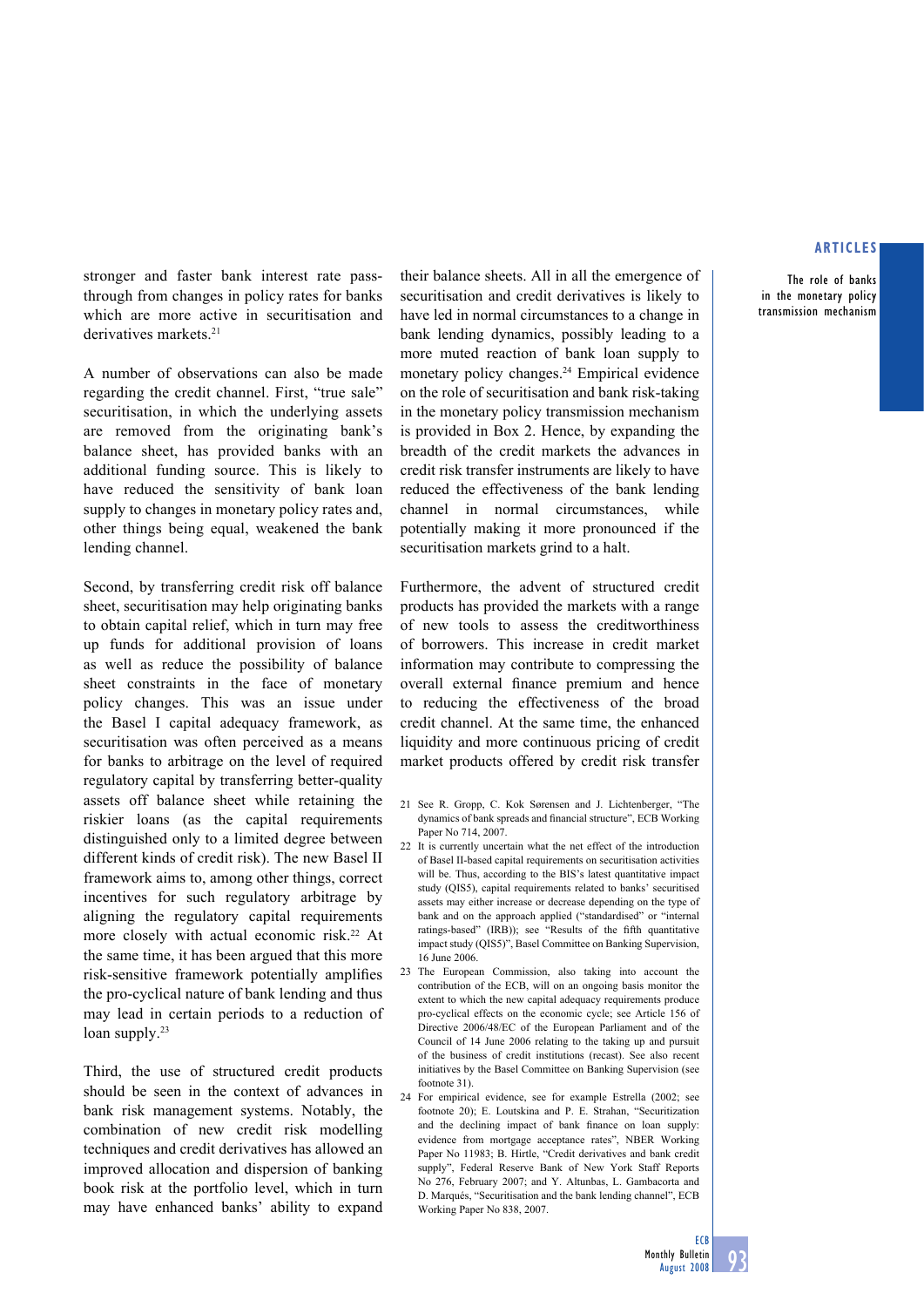stronger and faster bank interest rate pass-through from changes in policy rates for banks which are more active in securitisation and derivatives markets.[21]

A number of observations can also be made regarding the credit channel. First, "true sale" securitisation, in which the underlying assets are removed from the originating bank's balance sheet, has provided banks with an additional funding source. This is likely to have reduced the sensitivity of bank loan supply to changes in monetary policy rates and, other things being equal, weakened the bank lending channel.

Second, by transferring credit risk off balance sheet, securitisation may help originating banks to obtain capital relief, which in turn may free up funds for additional provision of loans as well as reduce the possibility of balance sheet constraints in the face of monetary policy changes. This was an issue under the Basel I capital adequacy framework, as securitisation was often perceived as a means for banks to arbitrage on the level of required regulatory capital by transferring better-quality assets off balance sheet while retaining the riskier loans (as the capital requirements distinguished only to a limited degree between different kinds of credit risk). The new Basel II framework aims to, among other things, correct incentives for such regulatory arbitrage by aligning the regulatory capital requirements more closely with actual economic risk.[22] At the same time, it has been argued that this more risk-sensitive framework potentially amplifies the pro-cyclical nature of bank lending and thus may lead in certain periods to a reduction of loan supply.[23]

Third, the use of structured credit products should be seen in the context of advances in bank risk management systems. Notably, the combination of new credit risk modelling techniques and credit derivatives has allowed an improved allocation and dispersion of banking book risk at the portfolio level, which in turn may have enhanced banks' ability to expand their balance sheets. All in all the emergence of securitisation and credit derivatives is likely to have led in normal circumstances to a change in bank lending dynamics, possibly leading to a more muted reaction of bank loan supply to monetary policy changes.[24] Empirical evidence on the role of securitisation and bank risk-taking in the monetary policy transmission mechanism is provided in Box 2. Hence, by expanding the breadth of the credit markets the advances in credit risk transfer instruments are likely to have reduced the effectiveness of the bank lending channel in normal circumstances, while potentially making it more pronounced if the securitisation markets grind to a halt.

Furthermore, the advent of structured credit products has provided the markets with a range of new tools to assess the creditworthiness of borrowers. This increase in credit market information may contribute to compressing the overall external finance premium and hence to reducing the effectiveness of the broad credit channel. At the same time, the enhanced liquidity and more continuous pricing of credit market products offered by credit risk transfer

21 See R. Gropp, C. Kok Sørensen and J. Lichtenberger, "The dynamics of bank spreads and financial structure", ECB Working Paper No 714, 2007.

22 It is currently uncertain what the net effect of the introduction of Basel II-based capital requirements on securitisation activities will be. Thus, according to the BIS's latest quantitative impact study (QIS5), capital requirements related to banks' securitised assets may either increase or decrease depending on the type of bank and on the approach applied ("standardised" or "internal ratings-based" (IRB)); see "Results of the fifth quantitative impact study (QIS5)", Basel Committee on Banking Supervision, 16 June 2006.

23 The European Commission, also taking into account the contribution of the ECB, will on an ongoing basis monitor the extent to which the new capital adequacy requirements produce pro-cyclical effects on the economic cycle; see Article 156 of Directive 2006/48/EC of the European Parliament and of the Council of 14 June 2006 relating to the taking up and pursuit of the business of credit institutions (recast). See also recent initiatives by the Basel Committee on Banking Supervision (see footnote 31).

24 For empirical evidence, see for example Estrella (2002; see footnote 20); E. Loutskina and P. E. Strahan, "Securitization and the declining impact of bank finance on loan supply: evidence from mortgage acceptance rates", NBER Working Paper No 11983; B. Hirtle, "Credit derivatives and bank credit supply", Federal Reserve Bank of New York Staff Reports No 276, February 2007; and Y. Altunbas, L. Gambacorta and D. Marqués, "Securitisation and the bank lending channel", ECB Working Paper No 838, 2007.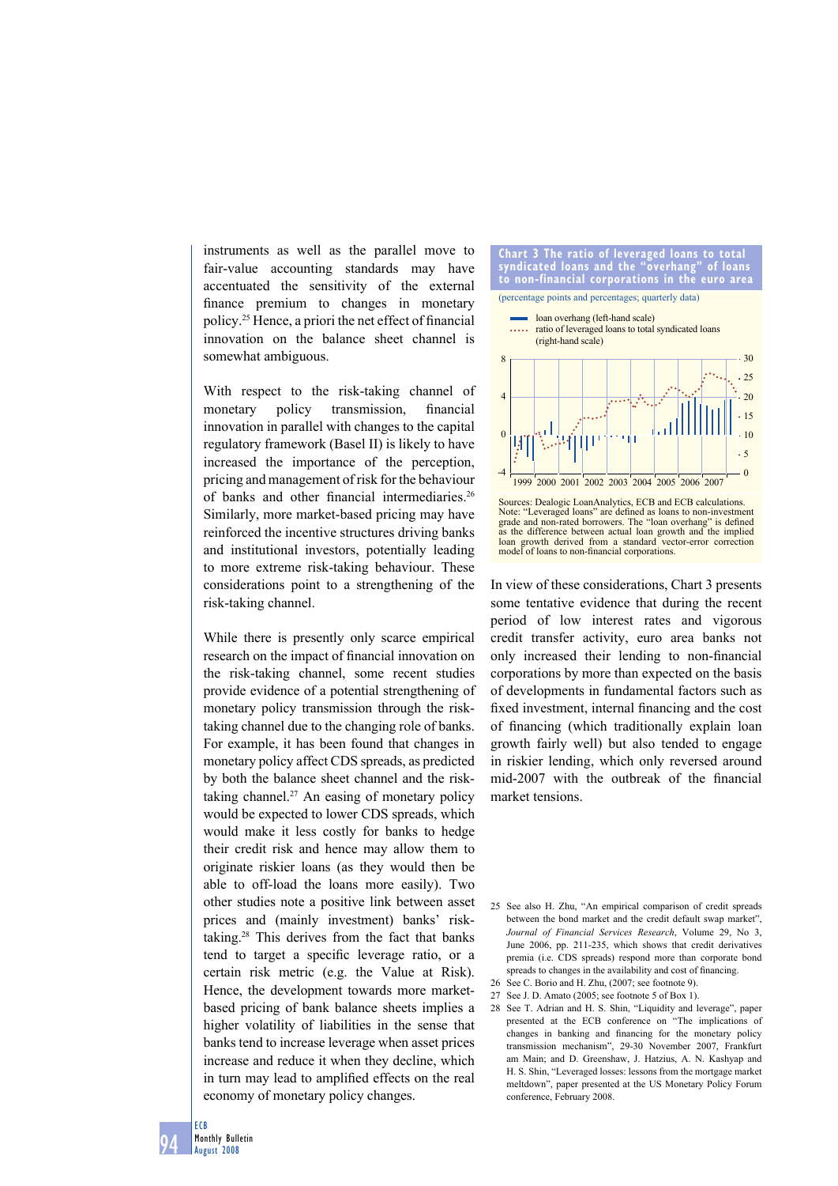instruments as well as the parallel move to fair-value accounting standards may have accentuated the sensitivity of the external finance premium to changes in monetary policy.[25] Hence, a priori the net effect of financial innovation on the balance sheet channel is somewhat ambiguous.

With respect to the risk-taking channel of monetary policy transmission, financial innovation in parallel with changes to the capital regulatory framework (Basel II) is likely to have increased the importance of the perception, pricing and management of risk for the behaviour of banks and other financial intermediaries.[26] Similarly, more market-based pricing may have reinforced the incentive structures driving banks and institutional investors, potentially leading to more extreme risk-taking behaviour. These considerations point to a strengthening of the risk-taking channel.

While there is presently only scarce empirical research on the impact of financial innovation on the risk-taking channel, some recent studies provide evidence of a potential strengthening of monetary policy transmission through the risk-taking channel due to the changing role of banks. For example, it has been found that changes in monetary policy affect CDS spreads, as predicted by both the balance sheet channel and the risk-taking channel.[27] An easing of monetary policy would be expected to lower CDS spreads, which would make it less costly for banks to hedge their credit risk and hence may allow them to originate riskier loans (as they would then be able to off-load the loans more easily). Two other studies note a positive link between asset prices and (mainly investment) banks' risk-taking.[28] This derives from the fact that banks tend to target a specific leverage ratio, or a certain risk metric (e.g. the Value at Risk). Hence, the development towards more market-based pricing of bank balance sheets implies a higher volatility of liabilities in the sense that banks tend to increase leverage when asset prices increase and reduce it when they decline, which in turn may lead to amplified effects on the real economy of monetary policy changes.

**Chart 3 The ratio of leveraged loans to total syndicated loans and the "overhang" of loans to non-financial corporations in the euro area**

(percentage points and percentages; quarterly data)

- loan overhang (left-hand scale)
- ratio of leveraged loans to total syndicated loans (right-hand scale)

Sources: Dealogic LoanAnalytics, ECB and ECB calculations.
Note: "Leveraged loans" are defined as loans to non-investment grade and non-rated borrowers. The "loan overhang" is defined as the difference between actual loan growth and the implied loan growth derived from a standard vector-error correction model of loans to non-financial corporations.

In view of these considerations, Chart 3 presents some tentative evidence that during the recent period of low interest rates and vigorous credit transfer activity, euro area banks not only increased their lending to non-financial corporations by more than expected on the basis of developments in fundamental factors such as fixed investment, internal financing and the cost of financing (which traditionally explain loan growth fairly well) but also tended to engage in riskier lending, which only reversed around mid-2007 with the outbreak of the financial market tensions.

25 See also H. Zhu, "An empirical comparison of credit spreads between the bond market and the credit default swap market", *Journal of Financial Services Research*, Volume 29, No 3, June 2006, pp. 211-235, which shows that credit derivatives premia (i.e. CDS spreads) respond more than corporate bond spreads to changes in the availability and cost of financing.

26 See C. Borio and H. Zhu, (2007; see footnote 9).

27 See J. D. Amato (2005; see footnote 5 of Box 1).

28 See T. Adrian and H. S. Shin, "Liquidity and leverage", paper presented at the ECB conference on "The implications of changes in banking and financing for the monetary policy transmission mechanism", 29-30 November 2007, Frankfurt am Main; and D. Greenshaw, J. Hatzius, A. N. Kashyap and H. S. Shin, "Leveraged losses: lessons from the mortgage market meltdown", paper presented at the US Monetary Policy Forum conference, February 2008.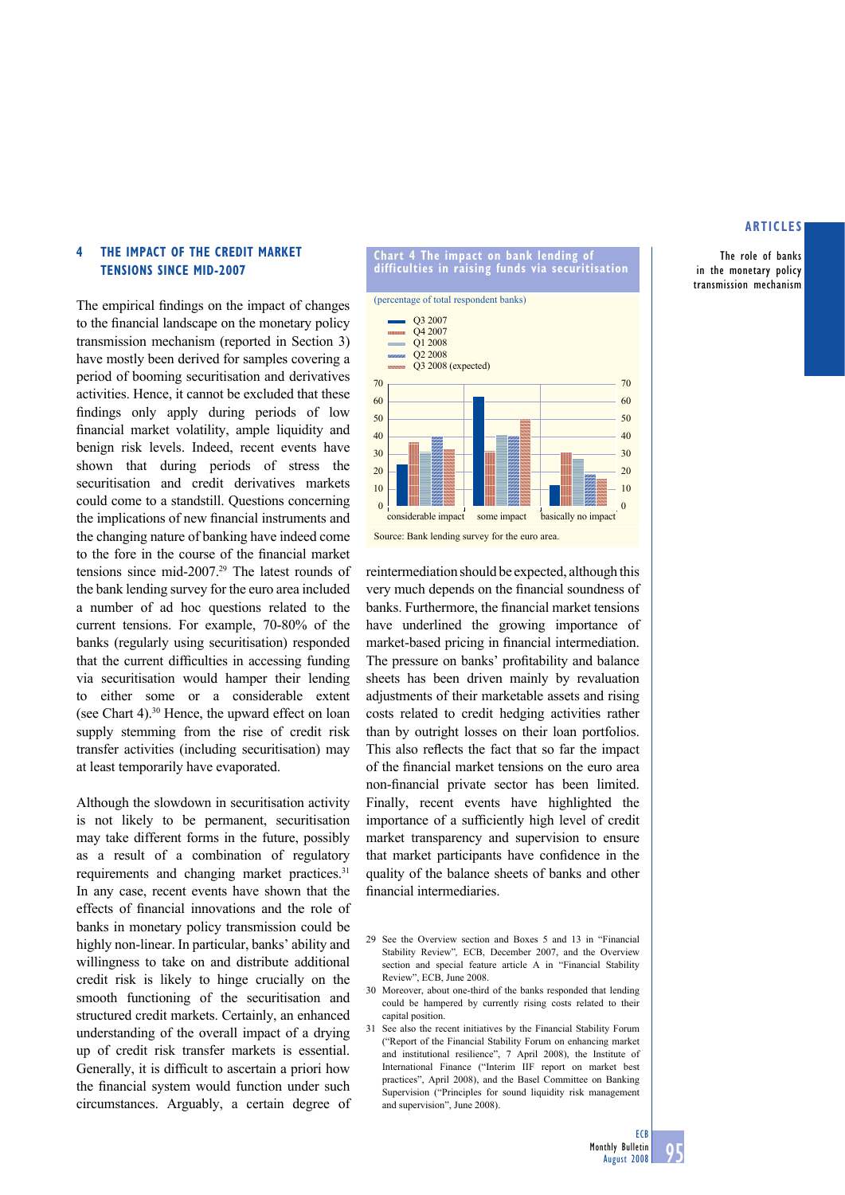## 4 THE IMPACT OF THE CREDIT MARKET TENSIONS SINCE MID-2007

The empirical findings on the impact of changes to the financial landscape on the monetary policy transmission mechanism (reported in Section 3) have mostly been derived for samples covering a period of booming securitisation and derivatives activities. Hence, it cannot be excluded that these findings only apply during periods of low financial market volatility, ample liquidity and benign risk levels. Indeed, recent events have shown that during periods of stress the securitisation and credit derivatives markets could come to a standstill. Questions concerning the implications of new financial instruments and the changing nature of banking have indeed come to the fore in the course of the financial market tensions since mid-2007.[29] The latest rounds of the bank lending survey for the euro area included a number of ad hoc questions related to the current tensions. For example, 70-80% of the banks (regularly using securitisation) responded that the current difficulties in accessing funding via securitisation would hamper their lending to either some or a considerable extent (see Chart 4).[30] Hence, the upward effect on loan supply stemming from the rise of credit risk transfer activities (including securitisation) may at least temporarily have evaporated.

**Chart 4 The impact on bank lending of difficulties in raising funds via securitisation**

(percentage of total respondent banks)

| | considerable impact | some impact | basically no impact |
|---|---|---|---|
| Q3 2007 | 24 | 62 | 12 |
| Q4 2007 | 36 | 31 | 30 |
| Q1 2008 | 30 | 40 | 27 |
| Q2 2008 | 40 | 40 | 18 |
| Q3 2008 (expected) | 32 | 49 | 15 |

Source: Bank lending survey for the euro area.

Although the slowdown in securitisation activity is not likely to be permanent, securitisation may take different forms in the future, possibly as a result of a combination of regulatory requirements and changing market practices.[31] In any case, recent events have shown that the effects of financial innovations and the role of banks in monetary policy transmission could be highly non-linear. In particular, banks' ability and willingness to take on and distribute additional credit risk is likely to hinge crucially on the smooth functioning of the securitisation and structured credit markets. Certainly, an enhanced understanding of the overall impact of a drying up of credit risk transfer markets is essential. Generally, it is difficult to ascertain a priori how the financial system would function under such circumstances. Arguably, a certain degree of reintermediation should be expected, although this very much depends on the financial soundness of banks. Furthermore, the financial market tensions have underlined the growing importance of market-based pricing in financial intermediation. The pressure on banks' profitability and balance sheets has been driven mainly by revaluation adjustments of their marketable assets and rising costs related to credit hedging activities rather than by outright losses on their loan portfolios. This also reflects the fact that so far the impact of the financial market tensions on the euro area non-financial private sector has been limited. Finally, recent events have highlighted the importance of a sufficiently high level of credit market transparency and supervision to ensure that market participants have confidence in the quality of the balance sheets of banks and other financial intermediaries.

29 See the Overview section and Boxes 5 and 13 in "Financial Stability Review", ECB, December 2007, and the Overview section and special feature article A in "Financial Stability Review", ECB, June 2008.

30 Moreover, about one-third of the banks responded that lending could be hampered by currently rising costs related to their capital position.

31 See also the recent initiatives by the Financial Stability Forum ("Report of the Financial Stability Forum on enhancing market and institutional resilience", 7 April 2008), the Institute of International Finance ("Interim IIF report on market best practices", April 2008), and the Basel Committee on Banking Supervision ("Principles for sound liquidity risk management and supervision", June 2008).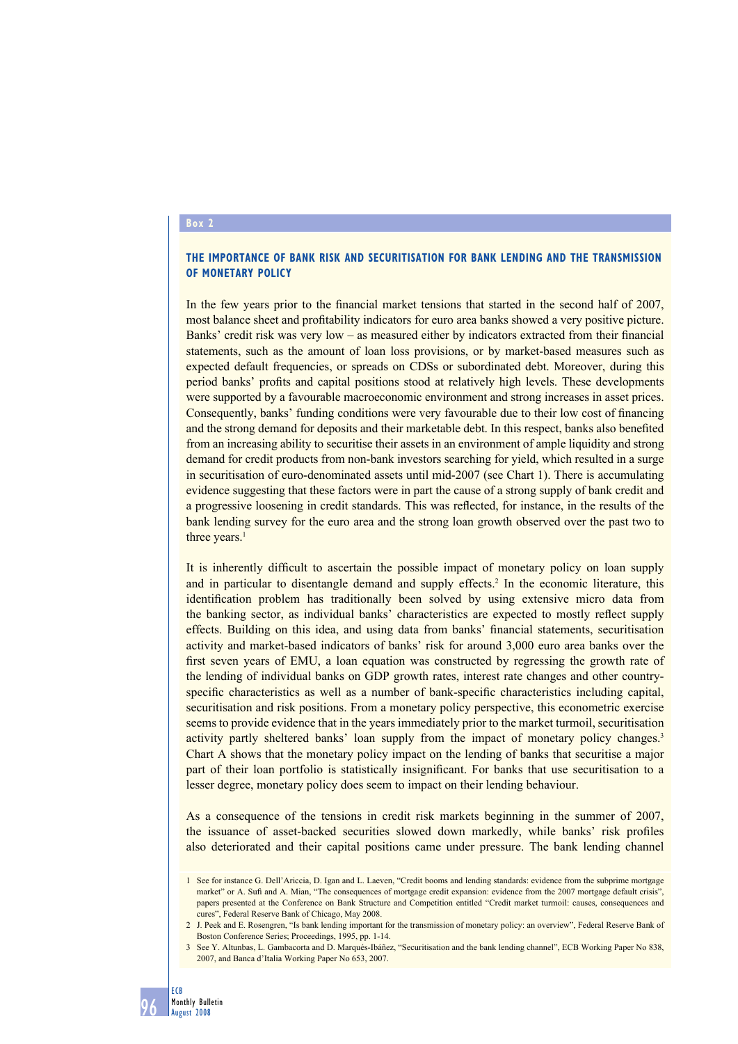**Box 2**

## THE IMPORTANCE OF BANK RISK AND SECURITISATION FOR BANK LENDING AND THE TRANSMISSION OF MONETARY POLICY

In the few years prior to the financial market tensions that started in the second half of 2007, most balance sheet and profitability indicators for euro area banks showed a very positive picture. Banks' credit risk was very low – as measured either by indicators extracted from their financial statements, such as the amount of loan loss provisions, or by market-based measures such as expected default frequencies, or spreads on CDSs or subordinated debt. Moreover, during this period banks' profits and capital positions stood at relatively high levels. These developments were supported by a favourable macroeconomic environment and strong increases in asset prices. Consequently, banks' funding conditions were very favourable due to their low cost of financing and the strong demand for deposits and their marketable debt. In this respect, banks also benefited from an increasing ability to securitise their assets in an environment of ample liquidity and strong demand for credit products from non-bank investors searching for yield, which resulted in a surge in securitisation of euro-denominated assets until mid-2007 (see Chart 1). There is accumulating evidence suggesting that these factors were in part the cause of a strong supply of bank credit and a progressive loosening in credit standards. This was reflected, for instance, in the results of the bank lending survey for the euro area and the strong loan growth observed over the past two to three years.[1]

It is inherently difficult to ascertain the possible impact of monetary policy on loan supply and in particular to disentangle demand and supply effects.[2] In the economic literature, this identification problem has traditionally been solved by using extensive micro data from the banking sector, as individual banks' characteristics are expected to mostly reflect supply effects. Building on this idea, and using data from banks' financial statements, securitisation activity and market-based indicators of banks' risk for around 3,000 euro area banks over the first seven years of EMU, a loan equation was constructed by regressing the growth rate of the lending of individual banks on GDP growth rates, interest rate changes and other country-specific characteristics as well as a number of bank-specific characteristics including capital, securitisation and risk positions. From a monetary policy perspective, this econometric exercise seems to provide evidence that in the years immediately prior to the market turmoil, securitisation activity partly sheltered banks' loan supply from the impact of monetary policy changes.[3] Chart A shows that the monetary policy impact on the lending of banks that securitise a major part of their loan portfolio is statistically insignificant. For banks that use securitisation to a lesser degree, monetary policy does seem to impact on their lending behaviour.

As a consequence of the tensions in credit risk markets beginning in the summer of 2007, the issuance of asset-backed securities slowed down markedly, while banks' risk profiles also deteriorated and their capital positions came under pressure. The bank lending channel

1 See for instance G. Dell'Ariccia, D. Igan and L. Laeven, "Credit booms and lending standards: evidence from the subprime mortgage market" or A. Sufi and A. Mian, "The consequences of mortgage credit expansion: evidence from the 2007 mortgage default crisis", papers presented at the Conference on Bank Structure and Competition entitled "Credit market turmoil: causes, consequences and cures", Federal Reserve Bank of Chicago, May 2008.

2 J. Peek and E. Rosengren, "Is bank lending important for the transmission of monetary policy: an overview", Federal Reserve Bank of Boston Conference Series; Proceedings, 1995, pp. 1-14.

3 See Y. Altunbas, L. Gambacorta and D. Marqués-Ibáñez, "Securitisation and the bank lending channel", ECB Working Paper No 838, 2007, and Banca d'Italia Working Paper No 653, 2007.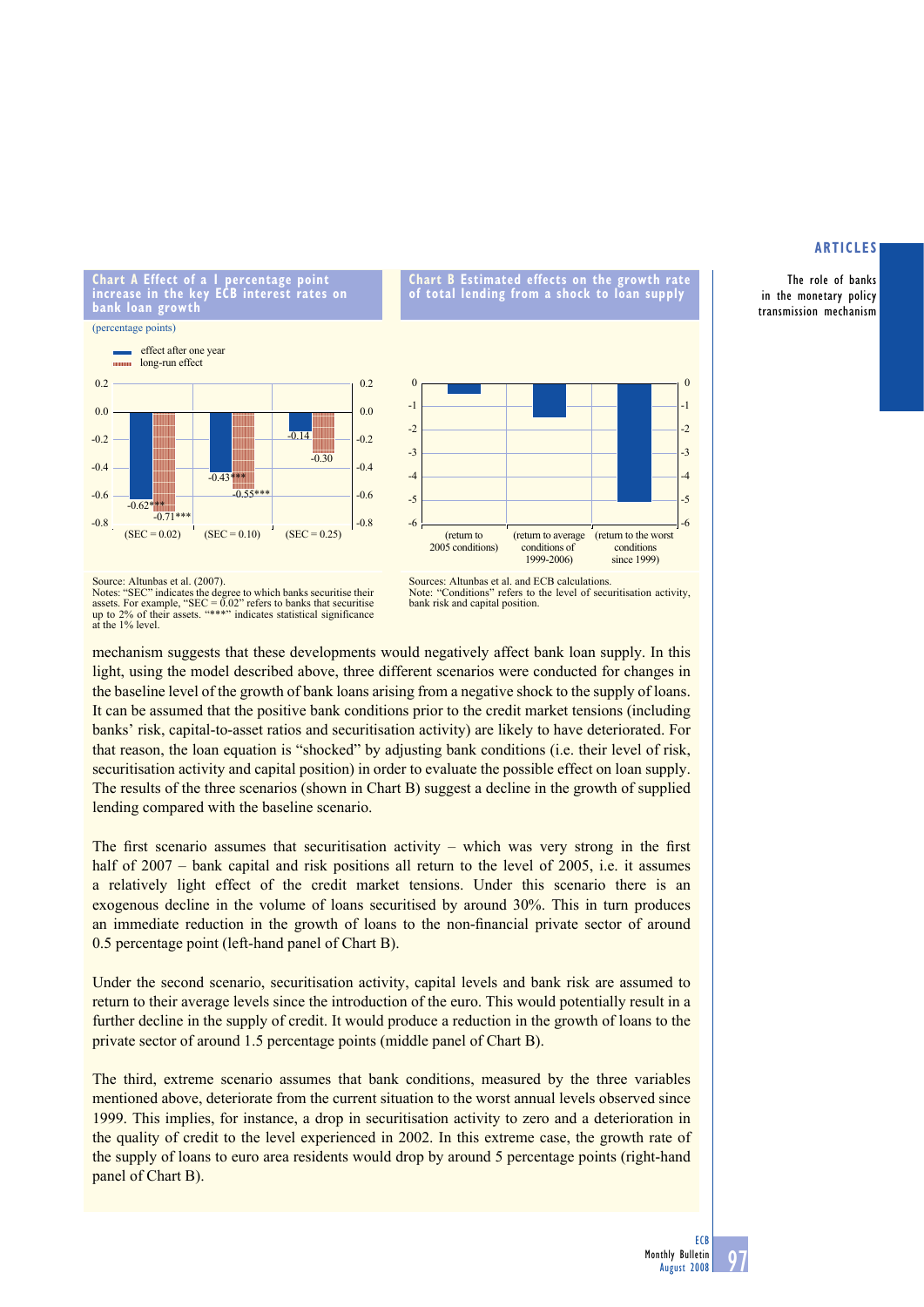**Chart A Effect of a 1 percentage point increase in the key ECB interest rates on bank loan growth**

(percentage points)

| | effect after one year | long-run effect |
|---|---|---|
| (SEC = 0.02) | -0.62*** | -0.71*** |
| (SEC = 0.10) | -0.43*** | -0.55*** |
| (SEC = 0.25) | -0.14 | -0.30 |

Source: Altunbas et al. (2007).
Notes: "SEC" indicates the degree to which banks securitise their assets. For example, "SEC = 0.02" refers to banks that securitise up to 2% of their assets. "***" indicates statistical significance at the 1% level.

**Chart B Estimated effects on the growth rate of total lending from a shock to loan supply**

Scenarios: (return to 2005 conditions); (return to average conditions of 1999-2006); (return to the worst conditions since 1999)

Sources: Altunbas et al. and ECB calculations.
Note: "Conditions" refers to the level of securitisation activity, bank risk and capital position.

mechanism suggests that these developments would negatively affect bank loan supply. In this light, using the model described above, three different scenarios were conducted for changes in the baseline level of the growth of bank loans arising from a negative shock to the supply of loans. It can be assumed that the positive bank conditions prior to the credit market tensions (including banks' risk, capital-to-asset ratios and securitisation activity) are likely to have deteriorated. For that reason, the loan equation is "shocked" by adjusting bank conditions (i.e. their level of risk, securitisation activity and capital position) in order to evaluate the possible effect on loan supply. The results of the three scenarios (shown in Chart B) suggest a decline in the growth of supplied lending compared with the baseline scenario.

The first scenario assumes that securitisation activity – which was very strong in the first half of 2007 – bank capital and risk positions all return to the level of 2005, i.e. it assumes a relatively light effect of the credit market tensions. Under this scenario there is an exogenous decline in the volume of loans securitised by around 30%. This in turn produces an immediate reduction in the growth of loans to the non-financial private sector of around 0.5 percentage point (left-hand panel of Chart B).

Under the second scenario, securitisation activity, capital levels and bank risk are assumed to return to their average levels since the introduction of the euro. This would potentially result in a further decline in the supply of credit. It would produce a reduction in the growth of loans to the private sector of around 1.5 percentage points (middle panel of Chart B).

The third, extreme scenario assumes that bank conditions, measured by the three variables mentioned above, deteriorate from the current situation to the worst annual levels observed since 1999. This implies, for instance, a drop in securitisation activity to zero and a deterioration in the quality of credit to the level experienced in 2002. In this extreme case, the growth rate of the supply of loans to euro area residents would drop by around 5 percentage points (right-hand panel of Chart B).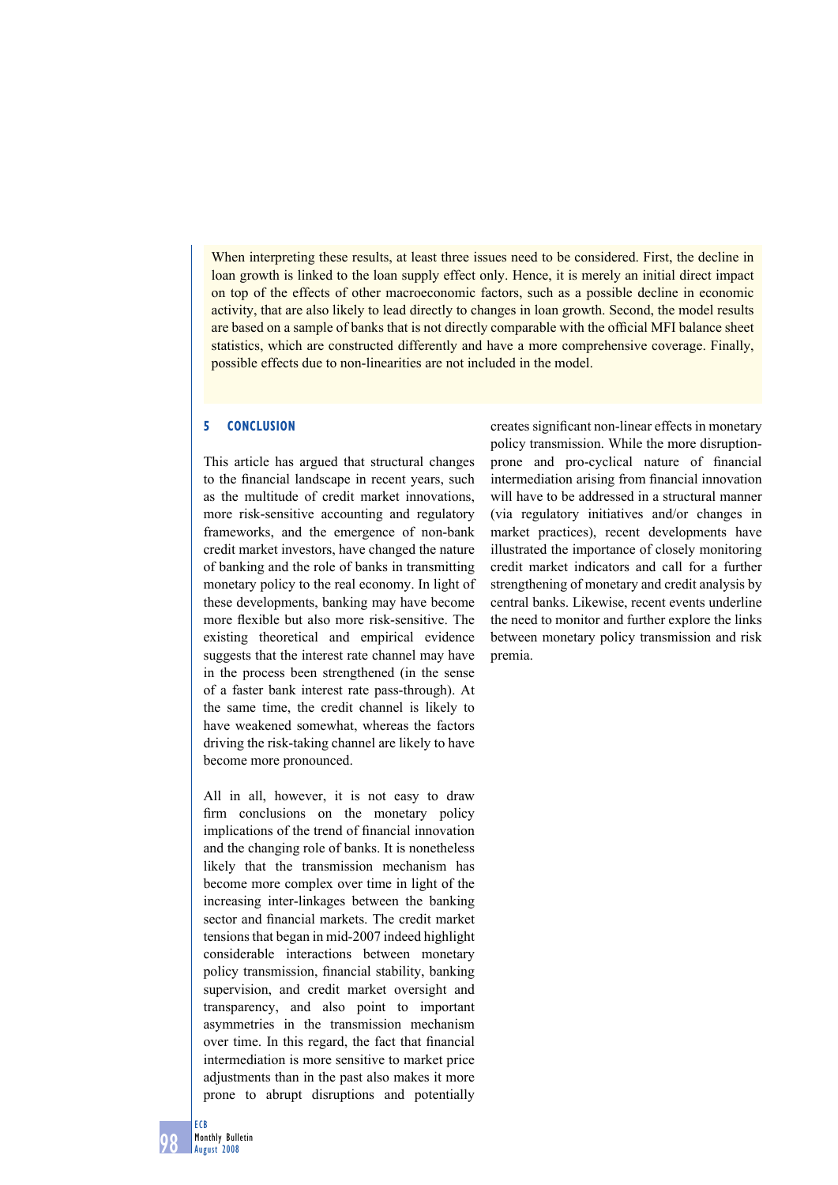When interpreting these results, at least three issues need to be considered. First, the decline in loan growth is linked to the loan supply effect only. Hence, it is merely an initial direct impact on top of the effects of other macroeconomic factors, such as a possible decline in economic activity, that are also likely to lead directly to changes in loan growth. Second, the model results are based on a sample of banks that is not directly comparable with the official MFI balance sheet statistics, which are constructed differently and have a more comprehensive coverage. Finally, possible effects due to non-linearities are not included in the model.

## 5 CONCLUSION

This article has argued that structural changes to the financial landscape in recent years, such as the multitude of credit market innovations, more risk-sensitive accounting and regulatory frameworks, and the emergence of non-bank credit market investors, have changed the nature of banking and the role of banks in transmitting monetary policy to the real economy. In light of these developments, banking may have become more flexible but also more risk-sensitive. The existing theoretical and empirical evidence suggests that the interest rate channel may have in the process been strengthened (in the sense of a faster bank interest rate pass-through). At the same time, the credit channel is likely to have weakened somewhat, whereas the factors driving the risk-taking channel are likely to have become more pronounced.

All in all, however, it is not easy to draw firm conclusions on the monetary policy implications of the trend of financial innovation and the changing role of banks. It is nonetheless likely that the transmission mechanism has become more complex over time in light of the increasing inter-linkages between the banking sector and financial markets. The credit market tensions that began in mid-2007 indeed highlight considerable interactions between monetary policy transmission, financial stability, banking supervision, and credit market oversight and transparency, and also point to important asymmetries in the transmission mechanism over time. In this regard, the fact that financial intermediation is more sensitive to market price adjustments than in the past also makes it more prone to abrupt disruptions and potentially creates significant non-linear effects in monetary policy transmission. While the more disruption-prone and pro-cyclical nature of financial intermediation arising from financial innovation will have to be addressed in a structural manner (via regulatory initiatives and/or changes in market practices), recent developments have illustrated the importance of closely monitoring credit market indicators and call for a further strengthening of monetary and credit analysis by central banks. Likewise, recent events underline the need to monitor and further explore the links between monetary policy transmission and risk premia.